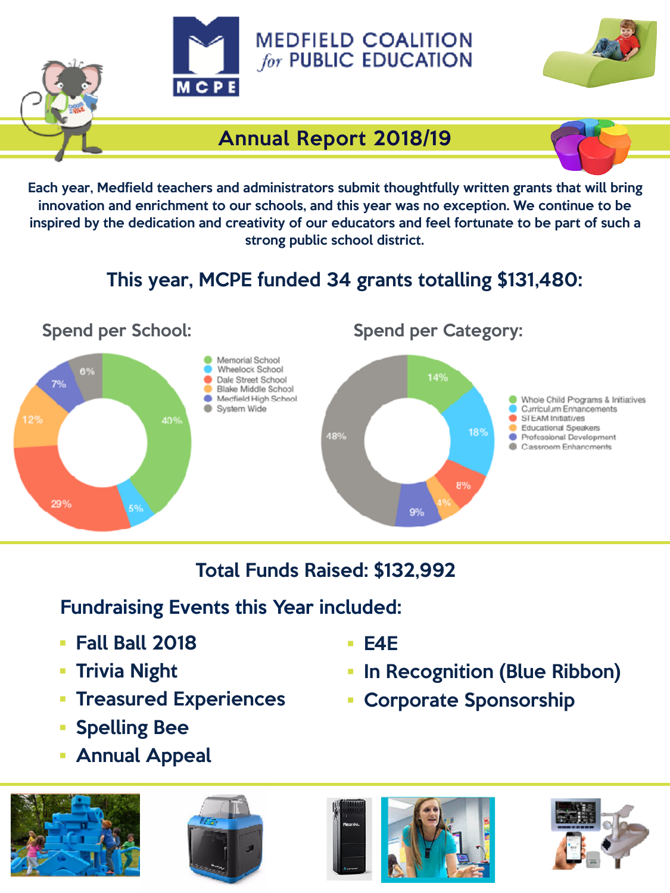# MEDFIELD COALITION *for* PUBLIC EDUCATION

MCPE

## Annual Report 2018/19

Each year, Medfield teachers and administrators submit thoughtfully written grants that will bring innovation and enrichment to our schools, and this year was no exception. We continue to be inspired by the dedication and creativity of our educators and feel fortunate to be part of such a strong public school district.

### This year, MCPE funded 34 grants totalling $131,480:

**Spend per School:**

| School | Share |
|---|---|
| Memorial School | 40% |
| Wheelock School | 5% |
| Dale Street School | 29% |
| Blake Middle School | 12% |
| Medfield High School | 7% |
| System Wide | 6% |

**Spend per Category:**

| Category | Share |
|---|---|
| Whole Child Programs & Initiatives | 14% |
| Curriculum Enhancements | 18% |
| STEAM Initiatives | 8% |
| Educational Speakers | 4% |
| Professional Development | 9% |
| Classroom Enhancments | 48% |

### Total Funds Raised: $132,992

### Fundraising Events this Year included:

- Fall Ball 2018
- Trivia Night
- Treasured Experiences
- Spelling Bee
- Annual Appeal
- E4E
- In Recognition (Blue Ribbon)
- Corporate Sponsorship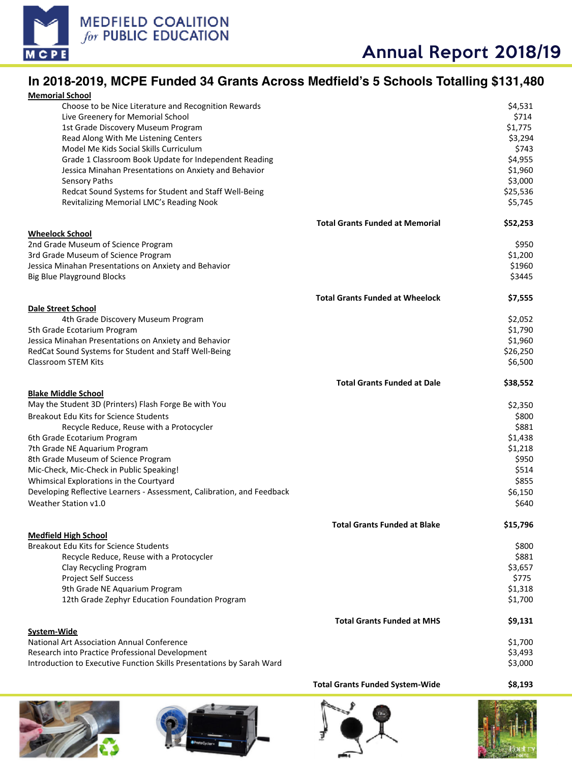MEDFIELD COALITION *for* PUBLIC EDUCATION

MCPE

# Annual Report 2018/19

## In 2018-2019, MCPE Funded 34 Grants Across Medfield's 5 Schools Totalling $131,480

| | | |
|---|---|---|
| **Memorial School** | | |
| Choose to be Nice Literature and Recognition Rewards | | $4,531 |
| Live Greenery for Memorial School | | $714 |
| 1st Grade Discovery Museum Program | | $1,775 |
| Read Along With Me Listening Centers | | $3,294 |
| Model Me Kids Social Skills Curriculum | | $743 |
| Grade 1 Classroom Book Update for Independent Reading | | $4,955 |
| Jessica Minahan Presentations on Anxiety and Behavior | | $1,960 |
| Sensory Paths | | $3,000 |
| Redcat Sound Systems for Student and Staff Well-Being | | $25,536 |
| Revitalizing Memorial LMC's Reading Nook | | $5,745 |
| | **Total Grants Funded at Memorial** | **$52,253** |
| **Wheelock School** | | |
| 2nd Grade Museum of Science Program | | $950 |
| 3rd Grade Museum of Science Program | | $1,200 |
| Jessica Minahan Presentations on Anxiety and Behavior | | $1960 |
| Big Blue Playground Blocks | | $3445 |
| | **Total Grants Funded at Wheelock** | **$7,555** |
| **Dale Street School** | | |
| 4th Grade Discovery Museum Program | | $2,052 |
| 5th Grade Ecotarium Program | | $1,790 |
| Jessica Minahan Presentations on Anxiety and Behavior | | $1,960 |
| RedCat Sound Systems for Student and Staff Well-Being | | $26,250 |
| Classroom STEM Kits | | $6,500 |
| | **Total Grants Funded at Dale** | **$38,552** |
| **Blake Middle School** | | |
| May the Student 3D (Printers) Flash Forge Be with You | | $2,350 |
| Breakout Edu Kits for Science Students | | $800 |
| Recycle Reduce, Reuse with a Protocycler | | $881 |
| 6th Grade Ecotarium Program | | $1,438 |
| 7th Grade NE Aquarium Program | | $1,218 |
| 8th Grade Museum of Science Program | | $950 |
| Mic-Check, Mic-Check in Public Speaking! | | $514 |
| Whimsical Explorations in the Courtyard | | $855 |
| Developing Reflective Learners - Assessment, Calibration, and Feedback | | $6,150 |
| Weather Station v1.0 | | $640 |
| | **Total Grants Funded at Blake** | **$15,796** |
| **Medfield High School** | | |
| Breakout Edu Kits for Science Students | | $800 |
| Recycle Reduce, Reuse with a Protocycler | | $881 |
| Clay Recycling Program | | $3,657 |
| Project Self Success | | $775 |
| 9th Grade NE Aquarium Program | | $1,318 |
| 12th Grade Zephyr Education Foundation Program | | $1,700 |
| | **Total Grants Funded at MHS** | **$9,131** |
| **System-Wide** | | |
| National Art Association Annual Conference | | $1,700 |
| Research into Practice Professional Development | | $3,493 |
| Introduction to Executive Function Skills Presentations by Sarah Ward | | $3,000 |
| | **Total Grants Funded System-Wide** | **$8,193** |